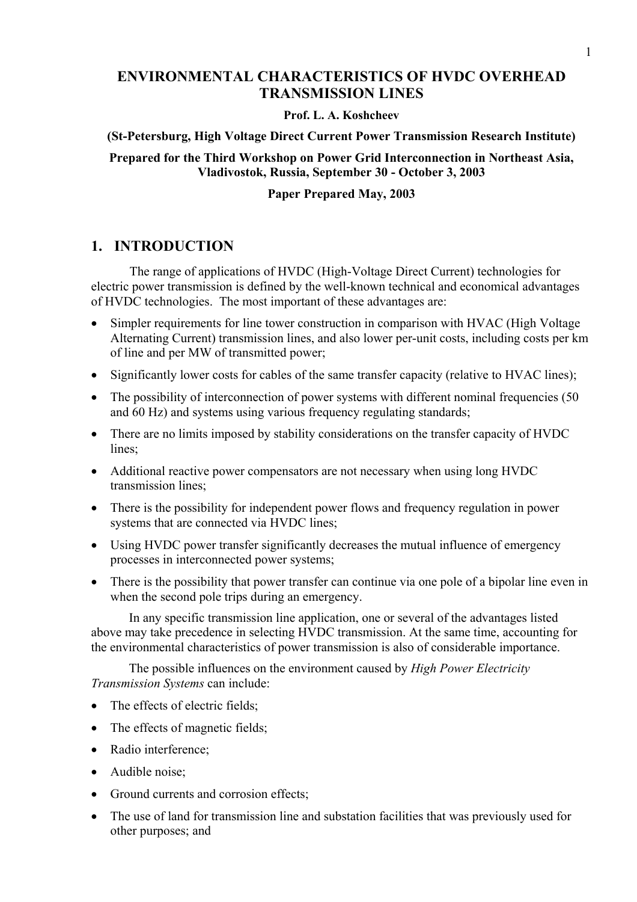# ENVIRONMENTAL CHARACTERISTICS OF HVDC OVERHEAD TRANSMISSION LINES

**Prof. L. A. Koshcheev**

**(St-Petersburg, High Voltage Direct Current Power Transmission Research Institute)**

**Prepared for the Third Workshop on Power Grid Interconnection in Northeast Asia, Vladivostok, Russia, September 30 - October 3, 2003**

**Paper Prepared May, 2003**

## 1. INTRODUCTION

The range of applications of HVDC (High-Voltage Direct Current) technologies for electric power transmission is defined by the well-known technical and economical advantages of HVDC technologies. The most important of these advantages are:

- Simpler requirements for line tower construction in comparison with HVAC (High Voltage Alternating Current) transmission lines, and also lower per-unit costs, including costs per km of line and per MW of transmitted power;
- Significantly lower costs for cables of the same transfer capacity (relative to HVAC lines);
- The possibility of interconnection of power systems with different nominal frequencies (50 and 60 Hz) and systems using various frequency regulating standards;
- There are no limits imposed by stability considerations on the transfer capacity of HVDC lines;
- Additional reactive power compensators are not necessary when using long HVDC transmission lines;
- There is the possibility for independent power flows and frequency regulation in power systems that are connected via HVDC lines;
- Using HVDC power transfer significantly decreases the mutual influence of emergency processes in interconnected power systems;
- There is the possibility that power transfer can continue via one pole of a bipolar line even in when the second pole trips during an emergency.

In any specific transmission line application, one or several of the advantages listed above may take precedence in selecting HVDC transmission. At the same time, accounting for the environmental characteristics of power transmission is also of considerable importance.

The possible influences on the environment caused by *High Power Electricity Transmission Systems* can include:

- The effects of electric fields;
- The effects of magnetic fields;
- Radio interference;
- Audible noise;
- Ground currents and corrosion effects;
- The use of land for transmission line and substation facilities that was previously used for other purposes; and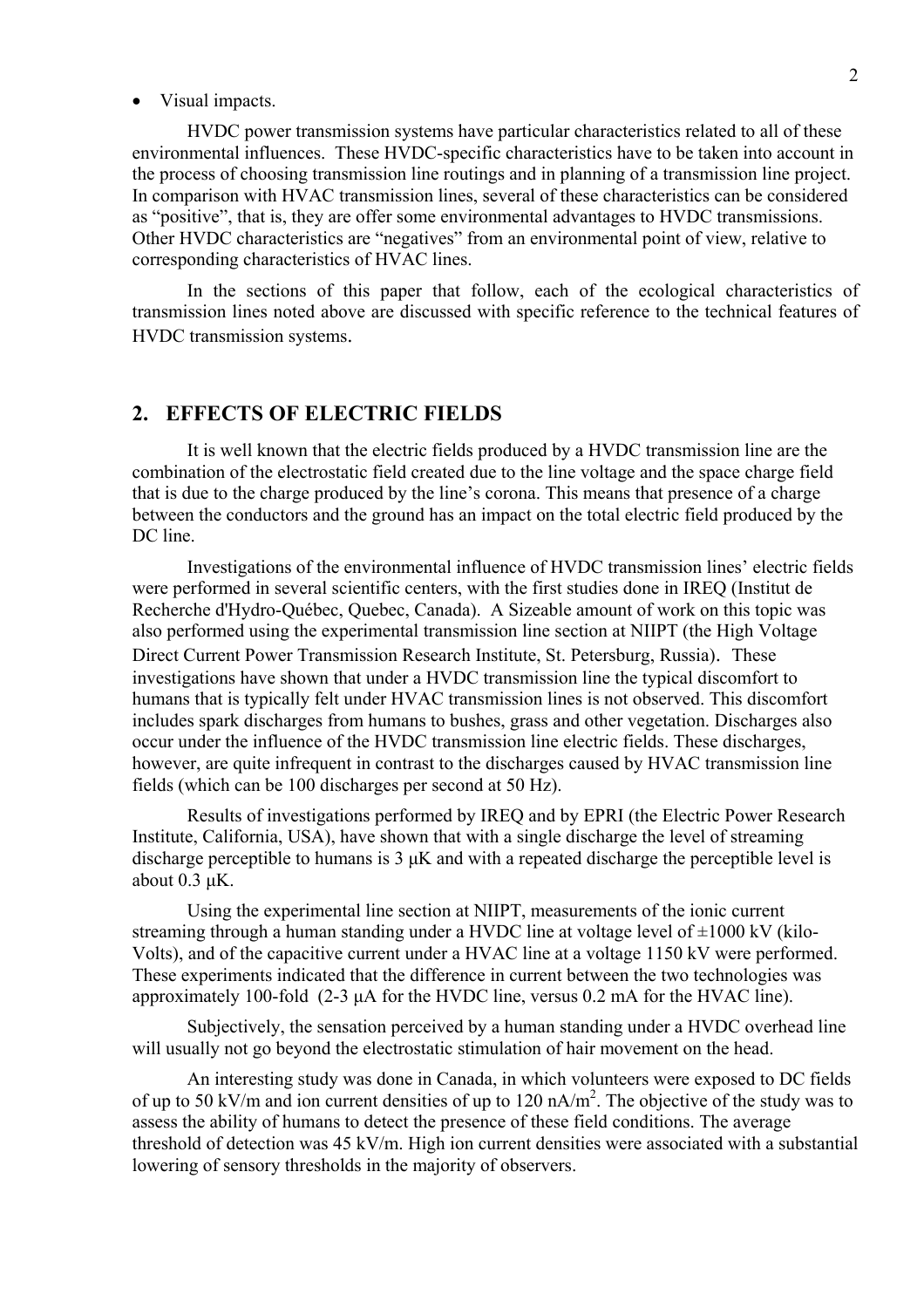- Visual impacts.

HVDC power transmission systems have particular characteristics related to all of these environmental influences. These HVDC-specific characteristics have to be taken into account in the process of choosing transmission line routings and in planning of a transmission line project. In comparison with HVAC transmission lines, several of these characteristics can be considered as "positive", that is, they are offer some environmental advantages to HVDC transmissions. Other HVDC characteristics are "negatives" from an environmental point of view, relative to corresponding characteristics of HVAC lines.

In the sections of this paper that follow, each of the ecological characteristics of transmission lines noted above are discussed with specific reference to the technical features of HVDC transmission systems.

## 2. EFFECTS OF ELECTRIC FIELDS

It is well known that the electric fields produced by a HVDC transmission line are the combination of the electrostatic field created due to the line voltage and the space charge field that is due to the charge produced by the line's corona. This means that presence of a charge between the conductors and the ground has an impact on the total electric field produced by the DC line.

Investigations of the environmental influence of HVDC transmission lines' electric fields were performed in several scientific centers, with the first studies done in IREQ (Institut de Recherche d'Hydro-Québec, Quebec, Canada). A Sizeable amount of work on this topic was also performed using the experimental transmission line section at NIIPT (the High Voltage Direct Current Power Transmission Research Institute, St. Petersburg, Russia). These investigations have shown that under a HVDC transmission line the typical discomfort to humans that is typically felt under HVAC transmission lines is not observed. This discomfort includes spark discharges from humans to bushes, grass and other vegetation. Discharges also occur under the influence of the HVDC transmission line electric fields. These discharges, however, are quite infrequent in contrast to the discharges caused by HVAC transmission line fields (which can be 100 discharges per second at 50 Hz).

Results of investigations performed by IREQ and by EPRI (the Electric Power Research Institute, California, USA), have shown that with a single discharge the level of streaming discharge perceptible to humans is 3 μK and with a repeated discharge the perceptible level is about 0.3 μK.

Using the experimental line section at NIIPT, measurements of the ionic current streaming through a human standing under a HVDC line at voltage level of ±1000 kV (kilo-Volts), and of the capacitive current under a HVAC line at a voltage 1150 kV were performed. These experiments indicated that the difference in current between the two technologies was approximately 100-fold (2-3 μA for the HVDC line, versus 0.2 mA for the HVAC line).

Subjectively, the sensation perceived by a human standing under a HVDC overhead line will usually not go beyond the electrostatic stimulation of hair movement on the head.

An interesting study was done in Canada, in which volunteers were exposed to DC fields of up to 50 kV/m and ion current densities of up to 120 nA/m$^2$. The objective of the study was to assess the ability of humans to detect the presence of these field conditions. The average threshold of detection was 45 kV/m. High ion current densities were associated with a substantial lowering of sensory thresholds in the majority of observers.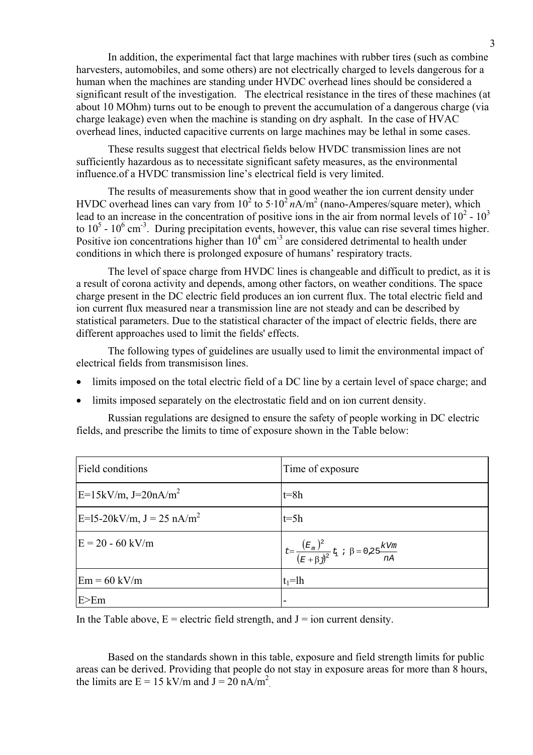In addition, the experimental fact that large machines with rubber tires (such as combine harvesters, automobiles, and some others) are not electrically charged to levels dangerous for a human when the machines are standing under HVDC overhead lines should be considered a significant result of the investigation. The electrical resistance in the tires of these machines (at about 10 MOhm) turns out to be enough to prevent the accumulation of a dangerous charge (via charge leakage) even when the machine is standing on dry asphalt. In the case of HVAC overhead lines, inducted capacitive currents on large machines may be lethal in some cases.

These results suggest that electrical fields below HVDC transmission lines are not sufficiently hazardous as to necessitate significant safety measures, as the environmental influence.of a HVDC transmission line's electrical field is very limited.

The results of measurements show that in good weather the ion current density under HVDC overhead lines can vary from $10^2$ to $5{\cdot}10^2$ *n*A/m$^2$ (nano-Amperes/square meter), which lead to an increase in the concentration of positive ions in the air from normal levels of $10^2$ - $10^3$ to $10^5$ - $10^6$ cm$^{-3}$. During precipitation events, however, this value can rise several times higher. Positive ion concentrations higher than $10^4$ cm$^{-3}$ are considered detrimental to health under conditions in which there is prolonged exposure of humans' respiratory tracts.

The level of space charge from HVDC lines is changeable and difficult to predict, as it is a result of corona activity and depends, among other factors, on weather conditions. The space charge present in the DC electric field produces an ion current flux. The total electric field and ion current flux measured near a transmission line are not steady and can be described by statistical parameters. Due to the statistical character of the impact of electric fields, there are different approaches used to limit the fields' effects.

The following types of guidelines are usually used to limit the environmental impact of electrical fields from transmisison lines.

- limits imposed on the total electric field of a DC line by a certain level of space charge; and
- limits imposed separately on the electrostatic field and on ion current density.

Russian regulations are designed to ensure the safety of people working in DC electric fields, and prescribe the limits to time of exposure shown in the Table below:

| Field conditions | Time of exposure |
|---|---|
| E=15kV/m, J=20nA/m$^2$ | t=8h |
| E=l5-20kV/m, J = 25 nA/m$^2$ | t=5h |
| E = 20 - 60 kV/m | $t = \frac{(E_m)^2}{(E + \beta j)^2} t_1$ ; $\beta = 0{,}25 \frac{kVm}{nA}$ |
| Em = 60 kV/m | $t_1$=lh |
| E>Em | - |

In the Table above, E = electric field strength, and J = ion current density.

Based on the standards shown in this table, exposure and field strength limits for public areas can be derived. Providing that people do not stay in exposure areas for more than 8 hours, the limits are E = 15 kV/m and J = 20 nA/m$^2$.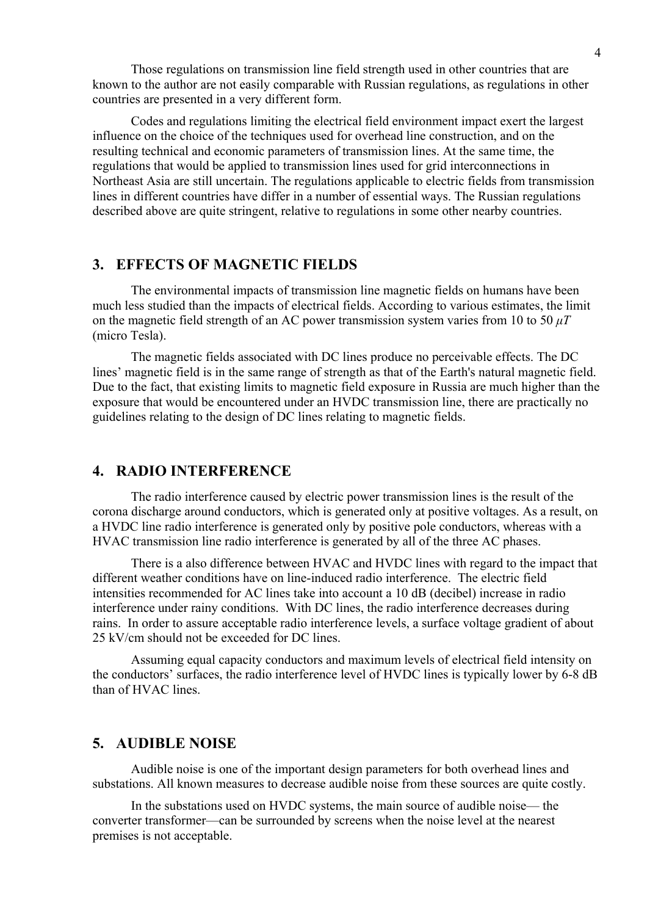Those regulations on transmission line field strength used in other countries that are known to the author are not easily comparable with Russian regulations, as regulations in other countries are presented in a very different form.

Codes and regulations limiting the electrical field environment impact exert the largest influence on the choice of the techniques used for overhead line construction, and on the resulting technical and economic parameters of transmission lines. At the same time, the regulations that would be applied to transmission lines used for grid interconnections in Northeast Asia are still uncertain. The regulations applicable to electric fields from transmission lines in different countries have differ in a number of essential ways. The Russian regulations described above are quite stringent, relative to regulations in some other nearby countries.

## 3. EFFECTS OF MAGNETIC FIELDS

The environmental impacts of transmission line magnetic fields on humans have been much less studied than the impacts of electrical fields. According to various estimates, the limit on the magnetic field strength of an AC power transmission system varies from 10 to 50 $\mu T$ (micro Tesla).

The magnetic fields associated with DC lines produce no perceivable effects. The DC lines' magnetic field is in the same range of strength as that of the Earth's natural magnetic field. Due to the fact, that existing limits to magnetic field exposure in Russia are much higher than the exposure that would be encountered under an HVDC transmission line, there are practically no guidelines relating to the design of DC lines relating to magnetic fields.

## 4. RADIO INTERFERENCE

The radio interference caused by electric power transmission lines is the result of the corona discharge around conductors, which is generated only at positive voltages. As a result, on a HVDC line radio interference is generated only by positive pole conductors, whereas with a HVAC transmission line radio interference is generated by all of the three AC phases.

There is a also difference between HVAC and HVDC lines with regard to the impact that different weather conditions have on line-induced radio interference. The electric field intensities recommended for AC lines take into account a 10 dB (decibel) increase in radio interference under rainy conditions. With DC lines, the radio interference decreases during rains. In order to assure acceptable radio interference levels, a surface voltage gradient of about 25 kV/cm should not be exceeded for DC lines.

Assuming equal capacity conductors and maximum levels of electrical field intensity on the conductors' surfaces, the radio interference level of HVDC lines is typically lower by 6-8 dB than of HVAC lines.

## 5. AUDIBLE NOISE

Audible noise is one of the important design parameters for both overhead lines and substations. All known measures to decrease audible noise from these sources are quite costly.

In the substations used on HVDC systems, the main source of audible noise— the converter transformer—can be surrounded by screens when the noise level at the nearest premises is not acceptable.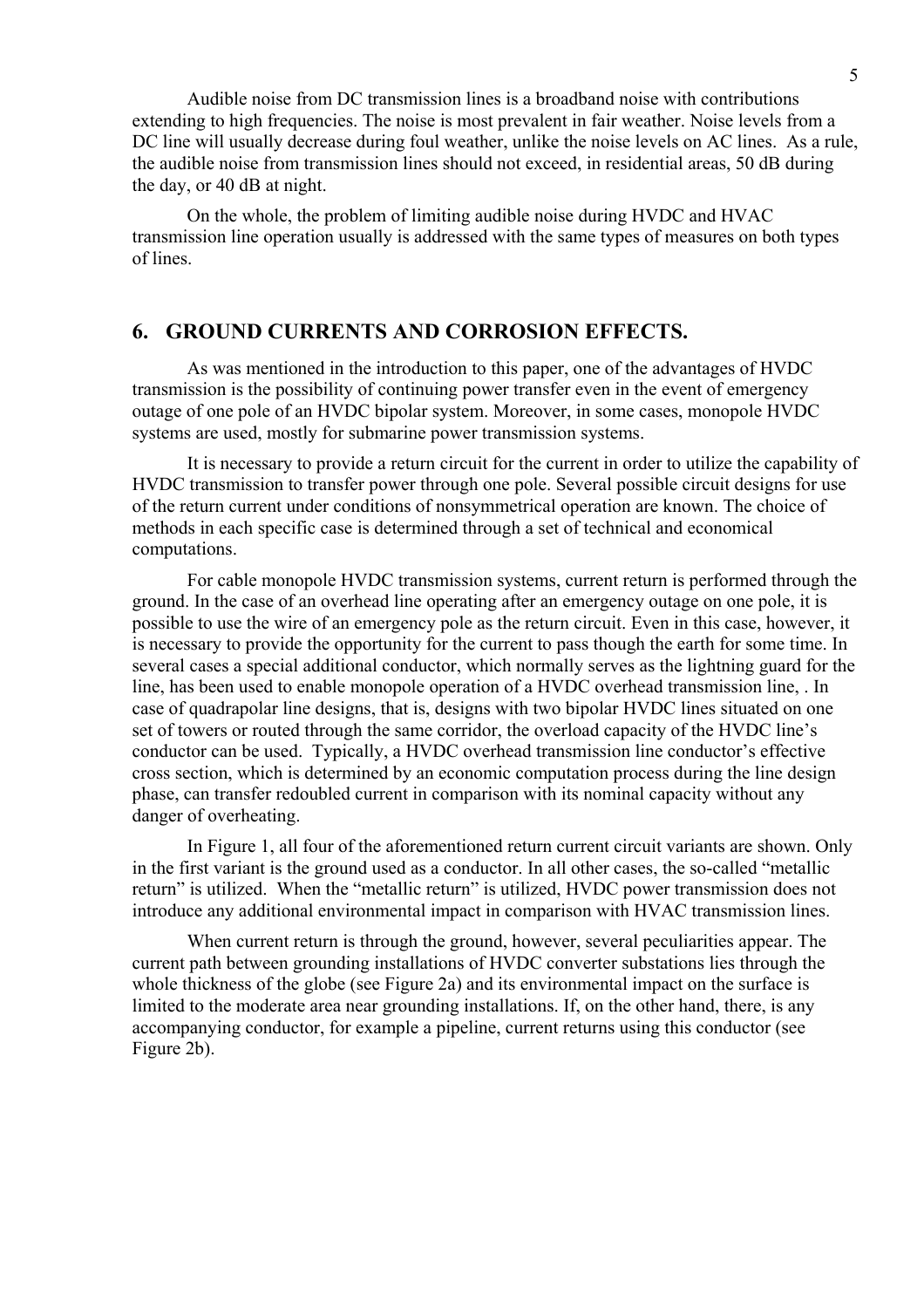Audible noise from DC transmission lines is a broadband noise with contributions extending to high frequencies. The noise is most prevalent in fair weather. Noise levels from a DC line will usually decrease during foul weather, unlike the noise levels on AC lines. As a rule, the audible noise from transmission lines should not exceed, in residential areas, 50 dB during the day, or 40 dB at night.

On the whole, the problem of limiting audible noise during HVDC and HVAC transmission line operation usually is addressed with the same types of measures on both types of lines.

## 6. GROUND CURRENTS AND CORROSION EFFECTS.

As was mentioned in the introduction to this paper, one of the advantages of HVDC transmission is the possibility of continuing power transfer even in the event of emergency outage of one pole of an HVDC bipolar system. Moreover, in some cases, monopole HVDC systems are used, mostly for submarine power transmission systems.

It is necessary to provide a return circuit for the current in order to utilize the capability of HVDC transmission to transfer power through one pole. Several possible circuit designs for use of the return current under conditions of nonsymmetrical operation are known. The choice of methods in each specific case is determined through a set of technical and economical computations.

For cable monopole HVDC transmission systems, current return is performed through the ground. In the case of an overhead line operating after an emergency outage on one pole, it is possible to use the wire of an emergency pole as the return circuit. Even in this case, however, it is necessary to provide the opportunity for the current to pass though the earth for some time. In several cases a special additional conductor, which normally serves as the lightning guard for the line, has been used to enable monopole operation of a HVDC overhead transmission line, . In case of quadrapolar line designs, that is, designs with two bipolar HVDC lines situated on one set of towers or routed through the same corridor, the overload capacity of the HVDC line's conductor can be used. Typically, a HVDC overhead transmission line conductor's effective cross section, which is determined by an economic computation process during the line design phase, can transfer redoubled current in comparison with its nominal capacity without any danger of overheating.

In Figure 1, all four of the aforementioned return current circuit variants are shown. Only in the first variant is the ground used as a conductor. In all other cases, the so-called "metallic return" is utilized. When the "metallic return" is utilized, HVDC power transmission does not introduce any additional environmental impact in comparison with HVAC transmission lines.

When current return is through the ground, however, several peculiarities appear. The current path between grounding installations of HVDC converter substations lies through the whole thickness of the globe (see Figure 2a) and its environmental impact on the surface is limited to the moderate area near grounding installations. If, on the other hand, there, is any accompanying conductor, for example a pipeline, current returns using this conductor (see Figure 2b).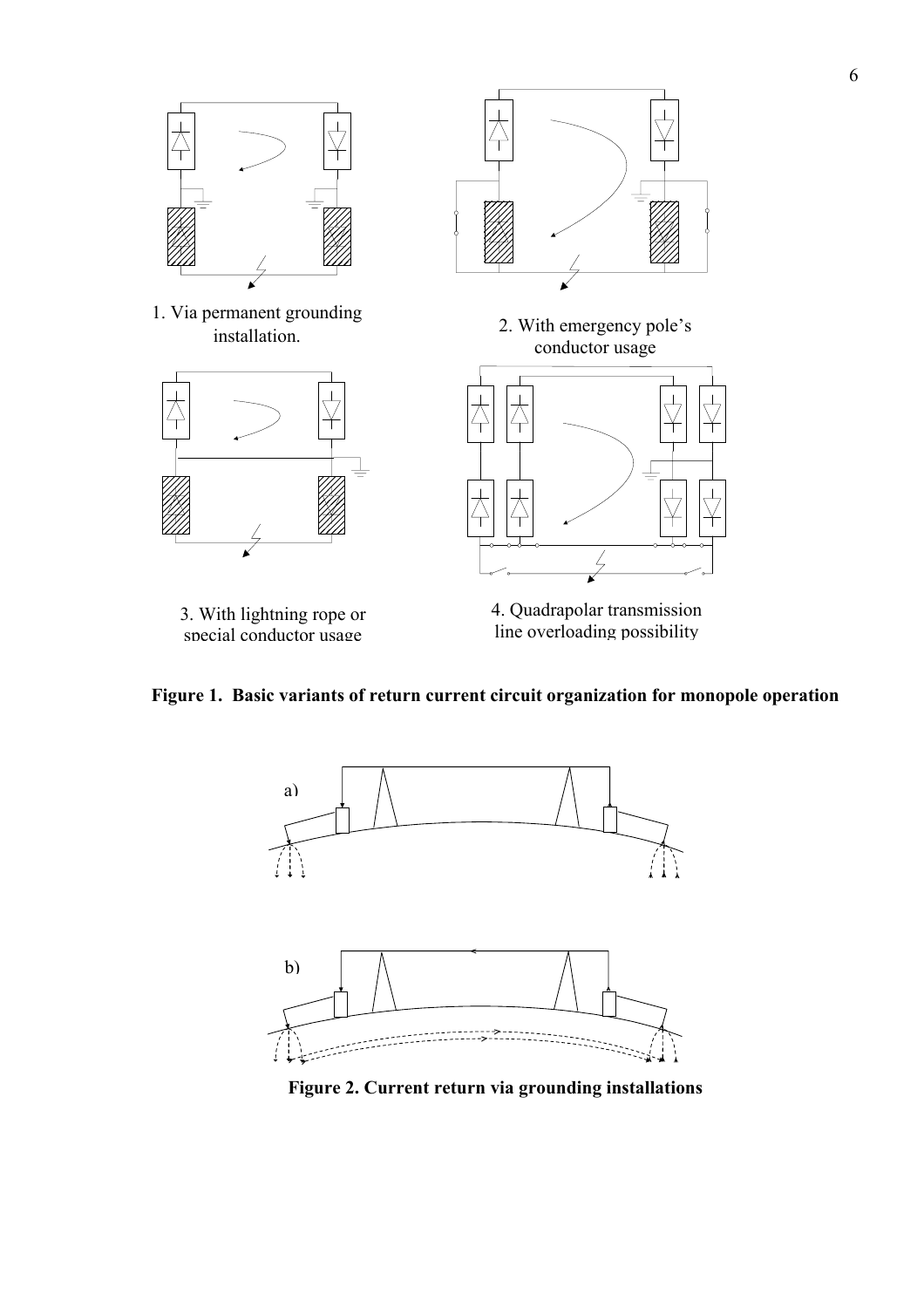1. Via permanent grounding installation.

2. With emergency pole's conductor usage

3. With lightning rope or special conductor usage

4. Quadrapolar transmission line overloading possibility

**Figure 1. Basic variants of return current circuit organization for monopole operation**

a)

b)

**Figure 2. Current return via grounding installations**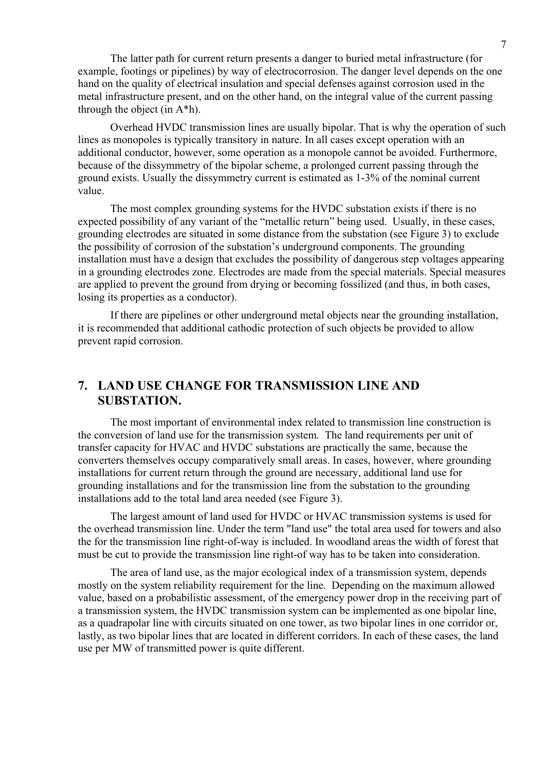The latter path for current return presents a danger to buried metal infrastructure (for example, footings or pipelines) by way of electrocorrosion. The danger level depends on the one hand on the quality of electrical insulation and special defenses against corrosion used in the metal infrastructure present, and on the other hand, on the integral value of the current passing through the object (in A*h).

Overhead HVDC transmission lines are usually bipolar. That is why the operation of such lines as monopoles is typically transitory in nature. In all cases except operation with an additional conductor, however, some operation as a monopole cannot be avoided. Furthermore, because of the dissymmetry of the bipolar scheme, a prolonged current passing through the ground exists. Usually the dissymmetry current is estimated as 1-3% of the nominal current value.

The most complex grounding systems for the HVDC substation exists if there is no expected possibility of any variant of the "metallic return" being used. Usually, in these cases, grounding electrodes are situated in some distance from the substation (see Figure 3) to exclude the possibility of corrosion of the substation's underground components. The grounding installation must have a design that excludes the possibility of dangerous step voltages appearing in a grounding electrodes zone. Electrodes are made from the special materials. Special measures are applied to prevent the ground from drying or becoming fossilized (and thus, in both cases, losing its properties as a conductor).

If there are pipelines or other underground metal objects near the grounding installation, it is recommended that additional cathodic protection of such objects be provided to allow prevent rapid corrosion.

## 7. LAND USE CHANGE FOR TRANSMISSION LINE AND SUBSTATION.

The most important of environmental index related to transmission line construction is the conversion of land use for the transmission system. The land requirements per unit of transfer capacity for HVAC and HVDC substations are practically the same, because the converters themselves occupy comparatively small areas. In cases, however, where grounding installations for current return through the ground are necessary, additional land use for grounding installations and for the transmission line from the substation to the grounding installations add to the total land area needed (see Figure 3).

The largest amount of land used for HVDC or HVAC transmission systems is used for the overhead transmission line. Under the term "land use" the total area used for towers and also the for the transmission line right-of-way is included. In woodland areas the width of forest that must be cut to provide the transmission line right-of way has to be taken into consideration.

The area of land use, as the major ecological index of a transmission system, depends mostly on the system reliability requirement for the line. Depending on the maximum allowed value, based on a probabilistic assessment, of the emergency power drop in the receiving part of a transmission system, the HVDC transmission system can be implemented as one bipolar line, as a quadrapolar line with circuits situated on one tower, as two bipolar lines in one corridor or, lastly, as two bipolar lines that are located in different corridors. In each of these cases, the land use per MW of transmitted power is quite different.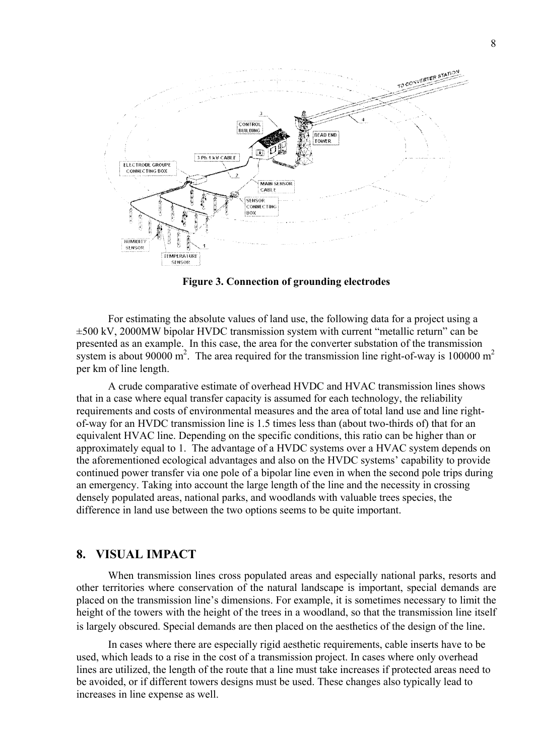**Figure 3. Connection of grounding electrodes**

For estimating the absolute values of land use, the following data for a project using a ±500 kV, 2000MW bipolar HVDC transmission system with current "metallic return" can be presented as an example. In this case, the area for the converter substation of the transmission system is about 90000 $m^2$. The area required for the transmission line right-of-way is 100000 $m^2$ per km of line length.

A crude comparative estimate of overhead HVDC and HVAC transmission lines shows that in a case where equal transfer capacity is assumed for each technology, the reliability requirements and costs of environmental measures and the area of total land use and line right-of-way for an HVDC transmission line is 1.5 times less than (about two-thirds of) that for an equivalent HVAC line. Depending on the specific conditions, this ratio can be higher than or approximately equal to 1. The advantage of a HVDC systems over a HVAC system depends on the aforementioned ecological advantages and also on the HVDC systems' capability to provide continued power transfer via one pole of a bipolar line even in when the second pole trips during an emergency. Taking into account the large length of the line and the necessity in crossing densely populated areas, national parks, and woodlands with valuable trees species, the difference in land use between the two options seems to be quite important.

## 8. VISUAL IMPACT

When transmission lines cross populated areas and especially national parks, resorts and other territories where conservation of the natural landscape is important, special demands are placed on the transmission line's dimensions. For example, it is sometimes necessary to limit the height of the towers with the height of the trees in a woodland, so that the transmission line itself is largely obscured. Special demands are then placed on the aesthetics of the design of the line.

In cases where there are especially rigid aesthetic requirements, cable inserts have to be used, which leads to a rise in the cost of a transmission project. In cases where only overhead lines are utilized, the length of the route that a line must take increases if protected areas need to be avoided, or if different towers designs must be used. These changes also typically lead to increases in line expense as well.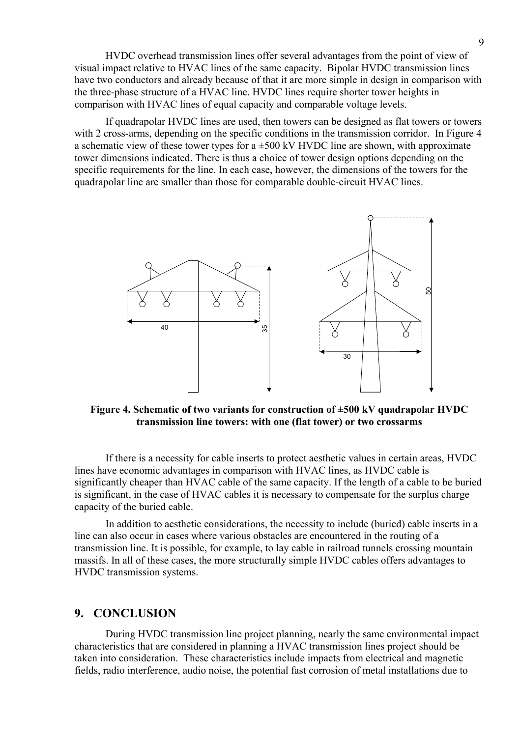HVDC overhead transmission lines offer several advantages from the point of view of visual impact relative to HVAC lines of the same capacity. Bipolar HVDC transmission lines have two conductors and already because of that it are more simple in design in comparison with the three-phase structure of a HVAC line. HVDC lines require shorter tower heights in comparison with HVAC lines of equal capacity and comparable voltage levels.

If quadrapolar HVDC lines are used, then towers can be designed as flat towers or towers with 2 cross-arms, depending on the specific conditions in the transmission corridor. In Figure 4 a schematic view of these tower types for a ±500 kV HVDC line are shown, with approximate tower dimensions indicated. There is thus a choice of tower design options depending on the specific requirements for the line. In each case, however, the dimensions of the towers for the quadrapolar line are smaller than those for comparable double-circuit HVAC lines.

**Figure 4. Schematic of two variants for construction of ±500 kV quadrapolar HVDC transmission line towers: with one (flat tower) or two crossarms**

If there is a necessity for cable inserts to protect aesthetic values in certain areas, HVDC lines have economic advantages in comparison with HVAC lines, as HVDC cable is significantly cheaper than HVAC cable of the same capacity. If the length of a cable to be buried is significant, in the case of HVAC cables it is necessary to compensate for the surplus charge capacity of the buried cable.

In addition to aesthetic considerations, the necessity to include (buried) cable inserts in a line can also occur in cases where various obstacles are encountered in the routing of a transmission line. It is possible, for example, to lay cable in railroad tunnels crossing mountain massifs. In all of these cases, the more structurally simple HVDC cables offers advantages to HVDC transmission systems.

## 9. CONCLUSION

During HVDC transmission line project planning, nearly the same environmental impact characteristics that are considered in planning a HVAC transmission lines project should be taken into consideration. These characteristics include impacts from electrical and magnetic fields, radio interference, audio noise, the potential fast corrosion of metal installations due to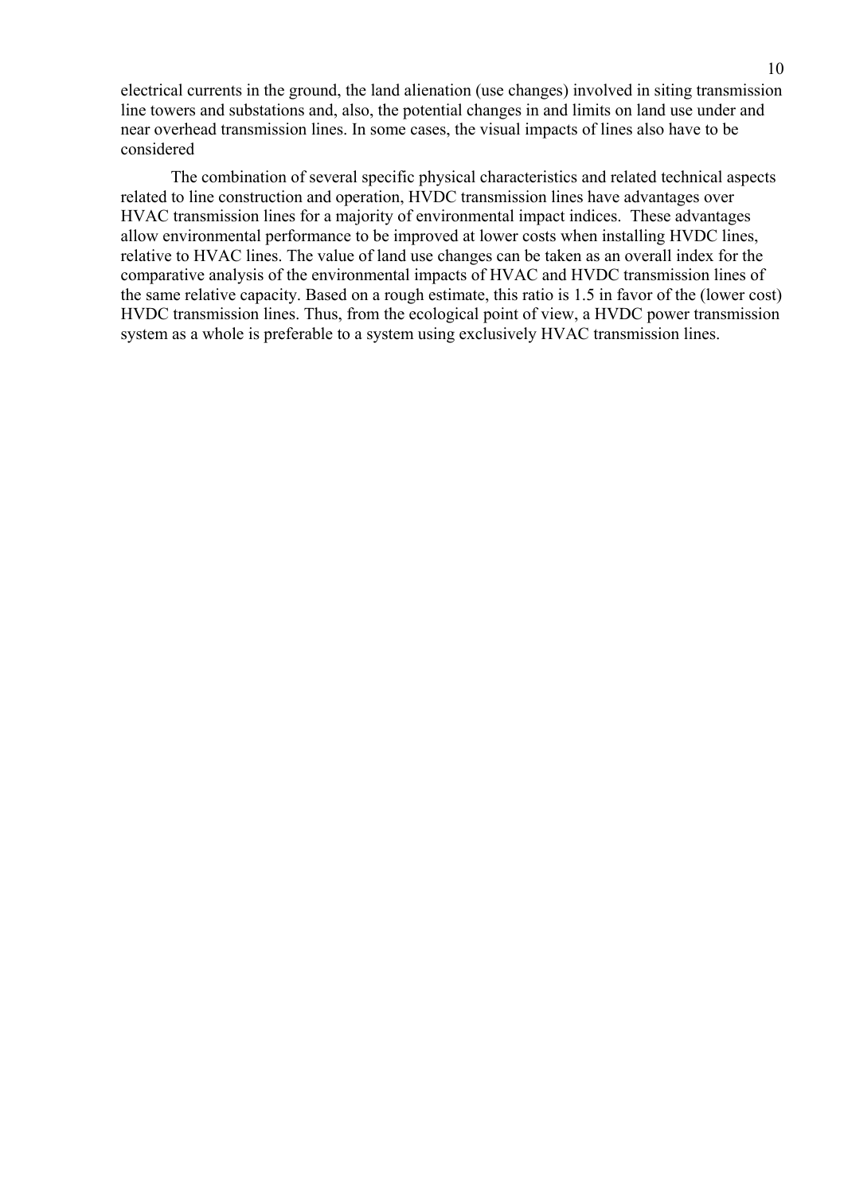electrical currents in the ground, the land alienation (use changes) involved in siting transmission line towers and substations and, also, the potential changes in and limits on land use under and near overhead transmission lines. In some cases, the visual impacts of lines also have to be considered

The combination of several specific physical characteristics and related technical aspects related to line construction and operation, HVDC transmission lines have advantages over HVAC transmission lines for a majority of environmental impact indices. These advantages allow environmental performance to be improved at lower costs when installing HVDC lines, relative to HVAC lines. The value of land use changes can be taken as an overall index for the comparative analysis of the environmental impacts of HVAC and HVDC transmission lines of the same relative capacity. Based on a rough estimate, this ratio is 1.5 in favor of the (lower cost) HVDC transmission lines. Thus, from the ecological point of view, a HVDC power transmission system as a whole is preferable to a system using exclusively HVAC transmission lines.